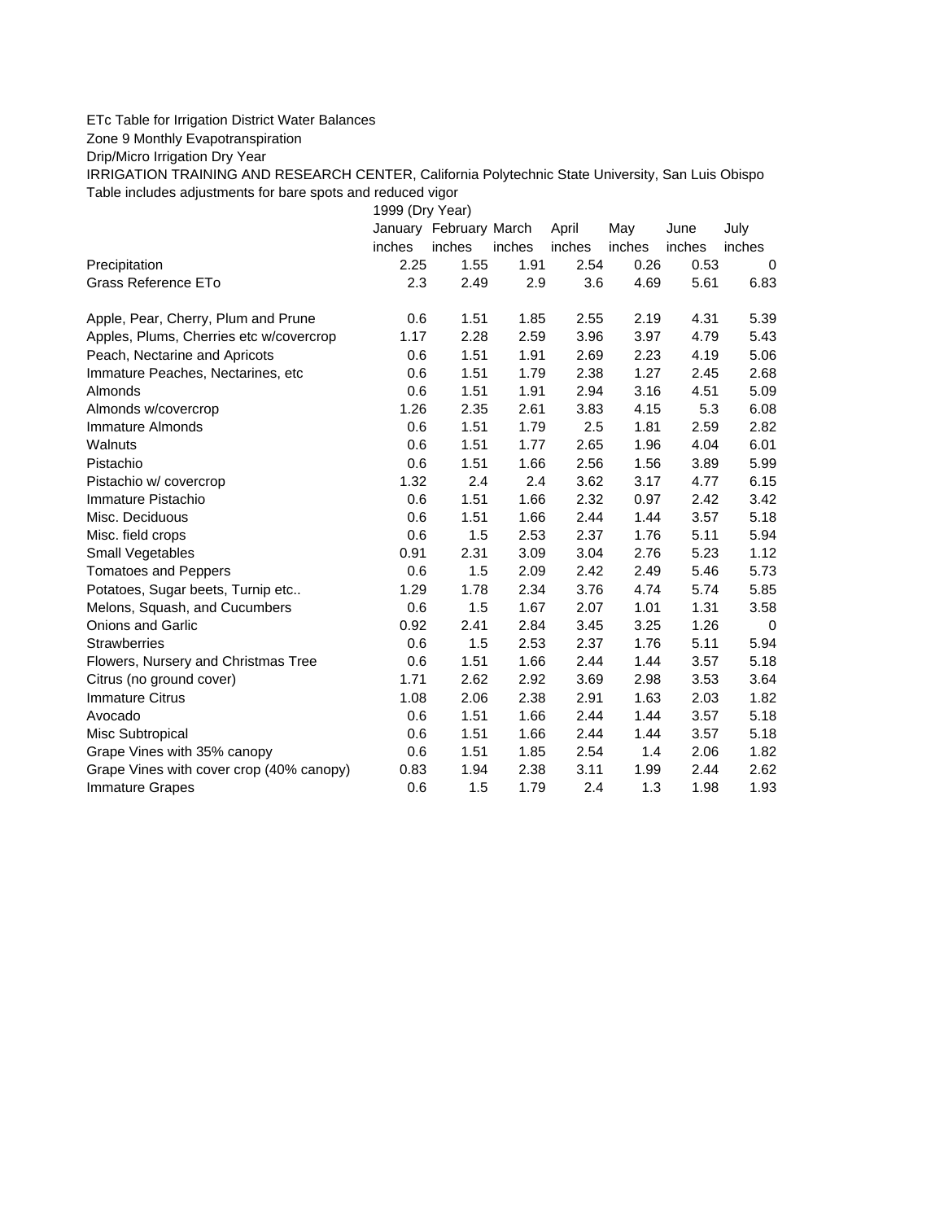ETc Table for Irrigation District Water Balances

Zone 9 Monthly Evapotranspiration

Drip/Micro Irrigation Dry Year

IRRIGATION TRAINING AND RESEARCH CENTER, California Polytechnic State University, San Luis Obispo

Table includes adjustments for bare spots and reduced vigor

| | 1999 (Dry Year) | | | | | | |
|---|---|---|---|---|---|---|---|
| | January | February | March | April | May | June | July |
| | inches | inches | inches | inches | inches | inches | inches |
| Precipitation | 2.25 | 1.55 | 1.91 | 2.54 | 0.26 | 0.53 | 0 |
| Grass Reference ETo | 2.3 | 2.49 | 2.9 | 3.6 | 4.69 | 5.61 | 6.83 |
| | | | | | | | |
| Apple, Pear, Cherry, Plum and Prune | 0.6 | 1.51 | 1.85 | 2.55 | 2.19 | 4.31 | 5.39 |
| Apples, Plums, Cherries etc w/covercrop | 1.17 | 2.28 | 2.59 | 3.96 | 3.97 | 4.79 | 5.43 |
| Peach, Nectarine and Apricots | 0.6 | 1.51 | 1.91 | 2.69 | 2.23 | 4.19 | 5.06 |
| Immature Peaches, Nectarines, etc | 0.6 | 1.51 | 1.79 | 2.38 | 1.27 | 2.45 | 2.68 |
| Almonds | 0.6 | 1.51 | 1.91 | 2.94 | 3.16 | 4.51 | 5.09 |
| Almonds w/covercrop | 1.26 | 2.35 | 2.61 | 3.83 | 4.15 | 5.3 | 6.08 |
| Immature Almonds | 0.6 | 1.51 | 1.79 | 2.5 | 1.81 | 2.59 | 2.82 |
| Walnuts | 0.6 | 1.51 | 1.77 | 2.65 | 1.96 | 4.04 | 6.01 |
| Pistachio | 0.6 | 1.51 | 1.66 | 2.56 | 1.56 | 3.89 | 5.99 |
| Pistachio w/ covercrop | 1.32 | 2.4 | 2.4 | 3.62 | 3.17 | 4.77 | 6.15 |
| Immature Pistachio | 0.6 | 1.51 | 1.66 | 2.32 | 0.97 | 2.42 | 3.42 |
| Misc. Deciduous | 0.6 | 1.51 | 1.66 | 2.44 | 1.44 | 3.57 | 5.18 |
| Misc. field crops | 0.6 | 1.5 | 2.53 | 2.37 | 1.76 | 5.11 | 5.94 |
| Small Vegetables | 0.91 | 2.31 | 3.09 | 3.04 | 2.76 | 5.23 | 1.12 |
| Tomatoes and Peppers | 0.6 | 1.5 | 2.09 | 2.42 | 2.49 | 5.46 | 5.73 |
| Potatoes, Sugar beets, Turnip etc.. | 1.29 | 1.78 | 2.34 | 3.76 | 4.74 | 5.74 | 5.85 |
| Melons, Squash, and Cucumbers | 0.6 | 1.5 | 1.67 | 2.07 | 1.01 | 1.31 | 3.58 |
| Onions and Garlic | 0.92 | 2.41 | 2.84 | 3.45 | 3.25 | 1.26 | 0 |
| Strawberries | 0.6 | 1.5 | 2.53 | 2.37 | 1.76 | 5.11 | 5.94 |
| Flowers, Nursery and Christmas Tree | 0.6 | 1.51 | 1.66 | 2.44 | 1.44 | 3.57 | 5.18 |
| Citrus (no ground cover) | 1.71 | 2.62 | 2.92 | 3.69 | 2.98 | 3.53 | 3.64 |
| Immature Citrus | 1.08 | 2.06 | 2.38 | 2.91 | 1.63 | 2.03 | 1.82 |
| Avocado | 0.6 | 1.51 | 1.66 | 2.44 | 1.44 | 3.57 | 5.18 |
| Misc Subtropical | 0.6 | 1.51 | 1.66 | 2.44 | 1.44 | 3.57 | 5.18 |
| Grape Vines with 35% canopy | 0.6 | 1.51 | 1.85 | 2.54 | 1.4 | 2.06 | 1.82 |
| Grape Vines with cover crop (40% canopy) | 0.83 | 1.94 | 2.38 | 3.11 | 1.99 | 2.44 | 2.62 |
| Immature Grapes | 0.6 | 1.5 | 1.79 | 2.4 | 1.3 | 1.98 | 1.93 |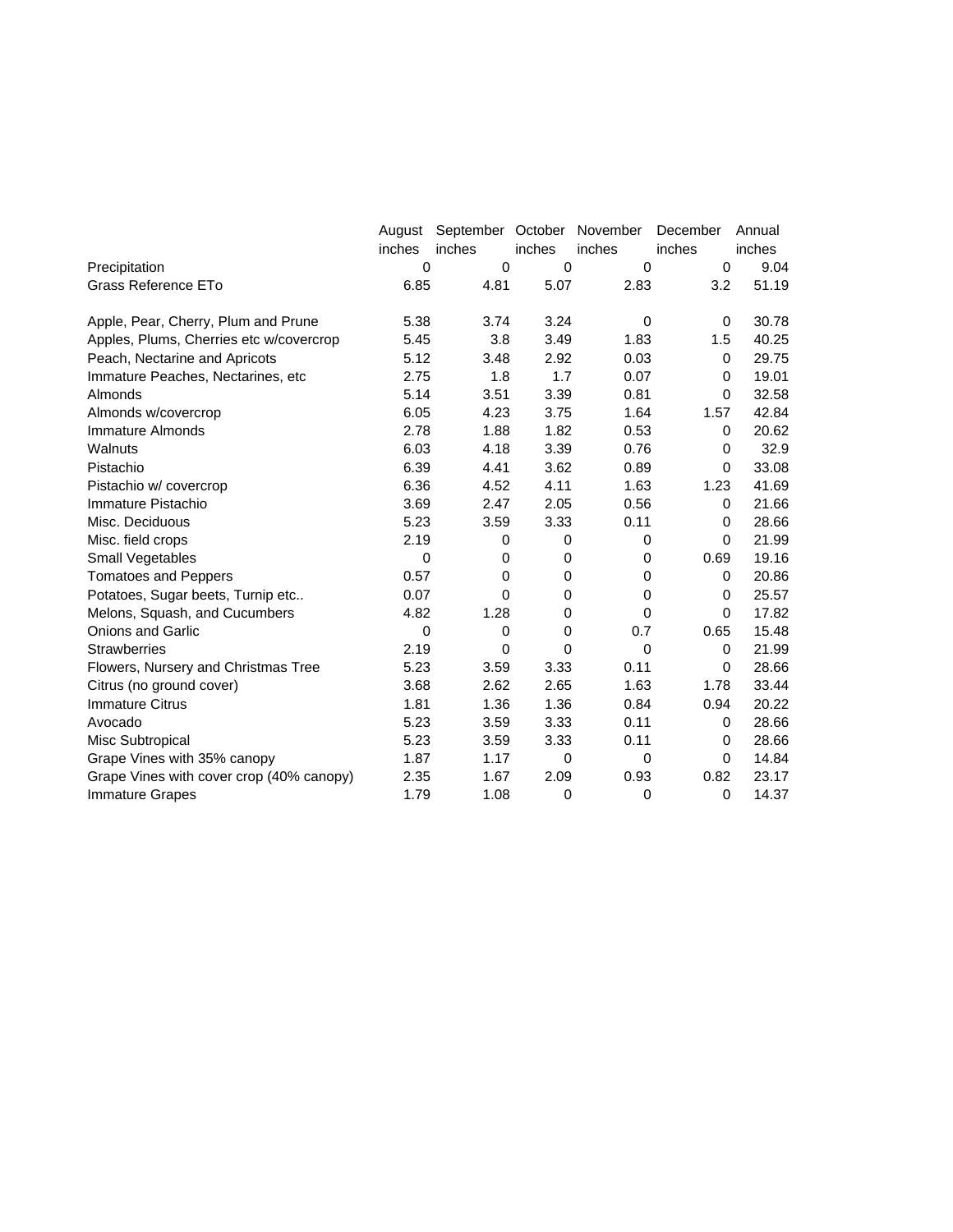| | August inches | September inches | October inches | November inches | December inches | Annual inches |
|---|---|---|---|---|---|---|
| Precipitation | 0 | 0 | 0 | 0 | 0 | 9.04 |
| Grass Reference ETo | 6.85 | 4.81 | 5.07 | 2.83 | 3.2 | 51.19 |
| | | | | | | |
| Apple, Pear, Cherry, Plum and Prune | 5.38 | 3.74 | 3.24 | 0 | 0 | 30.78 |
| Apples, Plums, Cherries etc w/covercrop | 5.45 | 3.8 | 3.49 | 1.83 | 1.5 | 40.25 |
| Peach, Nectarine and Apricots | 5.12 | 3.48 | 2.92 | 0.03 | 0 | 29.75 |
| Immature Peaches, Nectarines, etc | 2.75 | 1.8 | 1.7 | 0.07 | 0 | 19.01 |
| Almonds | 5.14 | 3.51 | 3.39 | 0.81 | 0 | 32.58 |
| Almonds w/covercrop | 6.05 | 4.23 | 3.75 | 1.64 | 1.57 | 42.84 |
| Immature Almonds | 2.78 | 1.88 | 1.82 | 0.53 | 0 | 20.62 |
| Walnuts | 6.03 | 4.18 | 3.39 | 0.76 | 0 | 32.9 |
| Pistachio | 6.39 | 4.41 | 3.62 | 0.89 | 0 | 33.08 |
| Pistachio w/ covercrop | 6.36 | 4.52 | 4.11 | 1.63 | 1.23 | 41.69 |
| Immature Pistachio | 3.69 | 2.47 | 2.05 | 0.56 | 0 | 21.66 |
| Misc. Deciduous | 5.23 | 3.59 | 3.33 | 0.11 | 0 | 28.66 |
| Misc. field crops | 2.19 | 0 | 0 | 0 | 0 | 21.99 |
| Small Vegetables | 0 | 0 | 0 | 0 | 0.69 | 19.16 |
| Tomatoes and Peppers | 0.57 | 0 | 0 | 0 | 0 | 20.86 |
| Potatoes, Sugar beets, Turnip etc.. | 0.07 | 0 | 0 | 0 | 0 | 25.57 |
| Melons, Squash, and Cucumbers | 4.82 | 1.28 | 0 | 0 | 0 | 17.82 |
| Onions and Garlic | 0 | 0 | 0 | 0.7 | 0.65 | 15.48 |
| Strawberries | 2.19 | 0 | 0 | 0 | 0 | 21.99 |
| Flowers, Nursery and Christmas Tree | 5.23 | 3.59 | 3.33 | 0.11 | 0 | 28.66 |
| Citrus (no ground cover) | 3.68 | 2.62 | 2.65 | 1.63 | 1.78 | 33.44 |
| Immature Citrus | 1.81 | 1.36 | 1.36 | 0.84 | 0.94 | 20.22 |
| Avocado | 5.23 | 3.59 | 3.33 | 0.11 | 0 | 28.66 |
| Misc Subtropical | 5.23 | 3.59 | 3.33 | 0.11 | 0 | 28.66 |
| Grape Vines with 35% canopy | 1.87 | 1.17 | 0 | 0 | 0 | 14.84 |
| Grape Vines with cover crop (40% canopy) | 2.35 | 1.67 | 2.09 | 0.93 | 0.82 | 23.17 |
| Immature Grapes | 1.79 | 1.08 | 0 | 0 | 0 | 14.37 |